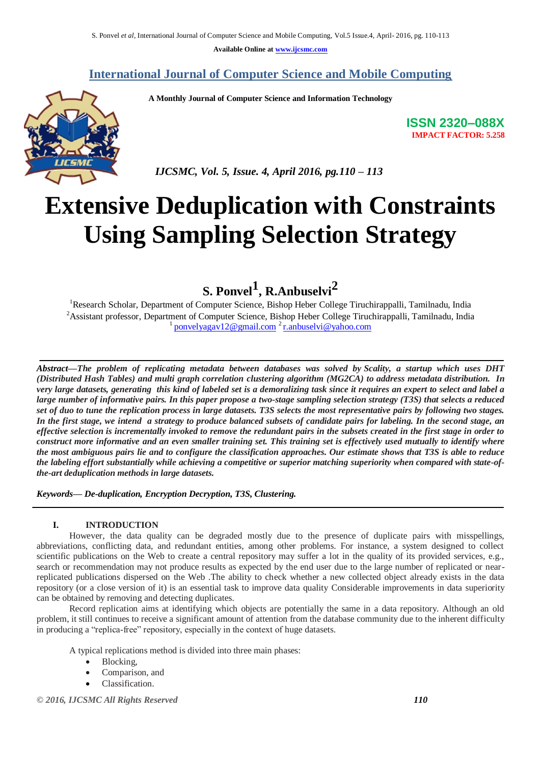Available Online at www.ijcsmc.com

# International Journal of Computer Science and Mobile Computing

**A Monthly Journal of Computer Science and Information Technology**

**ISSN 2320–088X**
**IMPACT FACTOR: 5.258**

*IJCSMC, Vol. 5, Issue. 4, April 2016, pg.110 – 113*

# Extensive Deduplication with Constraints Using Sampling Selection Strategy

**S. Ponvel[1], R.Anbuselvi[2]**

[1]Research Scholar, Department of Computer Science, Bishop Heber College Tiruchirappalli, Tamilnadu, India
[2]Assistant professor, Department of Computer Science, Bishop Heber College Tiruchirappalli, Tamilnadu, India
[1] ponvelyagav12@gmail.com [2] r.anbuselvi@yahoo.com

***Abstract*—*The problem of replicating metadata between databases was solved by Scality, a startup which uses DHT (Distributed Hash Tables) and multi graph correlation clustering algorithm (MG2CA) to address metadata distribution. In very large datasets, generating this kind of labeled set is a demoralizing task since it requires an expert to select and label a large number of informative pairs. In this paper propose a two-stage sampling selection strategy (T3S) that selects a reduced set of duo to tune the replication process in large datasets. T3S selects the most representative pairs by following two stages. In the first stage, we intend a strategy to produce balanced subsets of candidate pairs for labeling. In the second stage, an effective selection is incrementally invoked to remove the redundant pairs in the subsets created in the first stage in order to construct more informative and an even smaller training set. This training set is effectively used mutually to identify where the most ambiguous pairs lie and to configure the classification approaches. Our estimate shows that T3S is able to reduce the labeling effort substantially while achieving a competitive or superior matching superiority when compared with state-of-the-art deduplication methods in large datasets.***

***Keywords*— *De-duplication, Encryption Decryption, T3S, Clustering.***

## I. INTRODUCTION

However, the data quality can be degraded mostly due to the presence of duplicate pairs with misspellings, abbreviations, conflicting data, and redundant entities, among other problems. For instance, a system designed to collect scientific publications on the Web to create a central repository may suffer a lot in the quality of its provided services, e.g., search or recommendation may not produce results as expected by the end user due to the large number of replicated or near-replicated publications dispersed on the Web .The ability to check whether a new collected object already exists in the data repository (or a close version of it) is an essential task to improve data quality Considerable improvements in data superiority can be obtained by removing and detecting duplicates.

Record replication aims at identifying which objects are potentially the same in a data repository. Although an old problem, it still continues to receive a significant amount of attention from the database community due to the inherent difficulty in producing a "replica-free" repository, especially in the context of huge datasets.

A typical replications method is divided into three main phases:

- Blocking,
- Comparison, and
- Classification.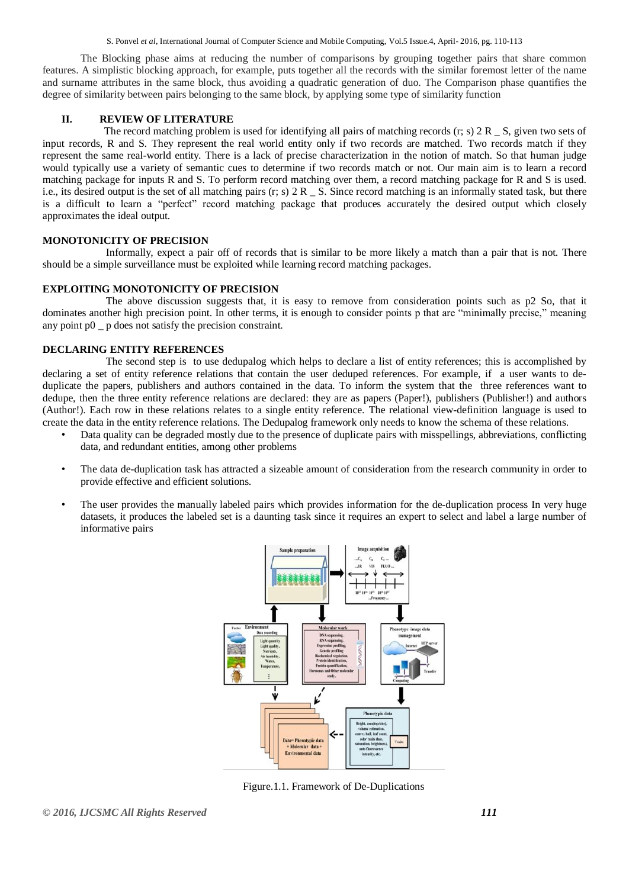The Blocking phase aims at reducing the number of comparisons by grouping together pairs that share common features. A simplistic blocking approach, for example, puts together all the records with the similar foremost letter of the name and surname attributes in the same block, thus avoiding a quadratic generation of duo. The Comparison phase quantifies the degree of similarity between pairs belonging to the same block, by applying some type of similarity function

## II. REVIEW OF LITERATURE

The record matching problem is used for identifying all pairs of matching records (r; s) 2 R _ S, given two sets of input records, R and S. They represent the real world entity only if two records are matched. Two records match if they represent the same real-world entity. There is a lack of precise characterization in the notion of match. So that human judge would typically use a variety of semantic cues to determine if two records match or not. Our main aim is to learn a record matching package for inputs R and S. To perform record matching over them, a record matching package for R and S is used. i.e., its desired output is the set of all matching pairs (r; s) 2 R _ S. Since record matching is an informally stated task, but there is a difficult to learn a "perfect" record matching package that produces accurately the desired output which closely approximates the ideal output.

### MONOTONICITY OF PRECISION

Informally, expect a pair off of records that is similar to be more likely a match than a pair that is not. There should be a simple surveillance must be exploited while learning record matching packages.

### EXPLOITING MONOTONICITY OF PRECISION

The above discussion suggests that, it is easy to remove from consideration points such as p2 So, that it dominates another high precision point. In other terms, it is enough to consider points p that are "minimally precise," meaning any point p0 _ p does not satisfy the precision constraint.

### DECLARING ENTITY REFERENCES

The second step is to use dedupalog which helps to declare a list of entity references; this is accomplished by declaring a set of entity reference relations that contain the user deduped references. For example, if a user wants to de-duplicate the papers, publishers and authors contained in the data. To inform the system that the three references want to dedupe, then the three entity reference relations are declared: they are as papers (Paper!), publishers (Publisher!) and authors (Author!). Each row in these relations relates to a single entity reference. The relational view-definition language is used to create the data in the entity reference relations. The Dedupalog framework only needs to know the schema of these relations.

- Data quality can be degraded mostly due to the presence of duplicate pairs with misspellings, abbreviations, conflicting data, and redundant entities, among other problems
- The data de-duplication task has attracted a sizeable amount of consideration from the research community in order to provide effective and efficient solutions.
- The user provides the manually labeled pairs which provides information for the de-duplication process In very huge datasets, it produces the labeled set is a daunting task since it requires an expert to select and label a large number of informative pairs

Figure.1.1. Framework of De-Duplications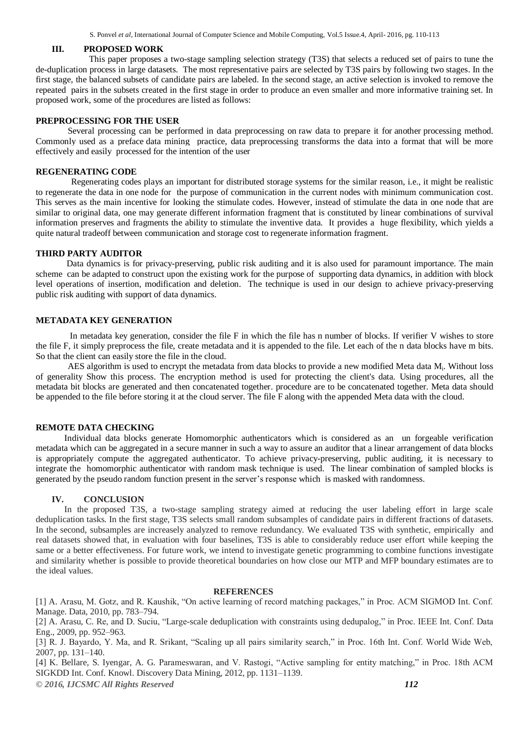## III. PROPOSED WORK

This paper proposes a two-stage sampling selection strategy (T3S) that selects a reduced set of pairs to tune the de-duplication process in large datasets. The most representative pairs are selected by T3S pairs by following two stages. In the first stage, the balanced subsets of candidate pairs are labeled. In the second stage, an active selection is invoked to remove the repeated pairs in the subsets created in the first stage in order to produce an even smaller and more informative training set. In proposed work, some of the procedures are listed as follows:

### PREPROCESSING FOR THE USER

Several processing can be performed in data preprocessing on raw data to prepare it for another processing method. Commonly used as a preface data mining practice, data preprocessing transforms the data into a format that will be more effectively and easily processed for the intention of the user

### REGENERATING CODE

Regenerating codes plays an important for distributed storage systems for the similar reason, i.e., it might be realistic to regenerate the data in one node for the purpose of communication in the current nodes with minimum communication cost. This serves as the main incentive for looking the stimulate codes. However, instead of stimulate the data in one node that are similar to original data, one may generate different information fragment that is constituted by linear combinations of survival information preserves and fragments the ability to stimulate the inventive data. It provides a huge flexibility, which yields a quite natural tradeoff between communication and storage cost to regenerate information fragment.

### THIRD PARTY AUDITOR

Data dynamics is for privacy-preserving, public risk auditing and it is also used for paramount importance. The main scheme can be adapted to construct upon the existing work for the purpose of supporting data dynamics, in addition with block level operations of insertion, modification and deletion. The technique is used in our design to achieve privacy-preserving public risk auditing with support of data dynamics.

### METADATA KEY GENERATION

In metadata key generation, consider the file F in which the file has n number of blocks. If verifier V wishes to store the file F, it simply preprocess the file, create metadata and it is appended to the file. Let each of the n data blocks have m bits. So that the client can easily store the file in the cloud.

AES algorithm is used to encrypt the metadata from data blocks to provide a new modified Meta data $M_i$. Without loss of generality Show this process. The encryption method is used for protecting the client's data. Using procedures, all the metadata bit blocks are generated and then concatenated together. procedure are to be concatenated together. Meta data should be appended to the file before storing it at the cloud server. The file F along with the appended Meta data with the cloud.

### REMOTE DATA CHECKING

Individual data blocks generate Homomorphic authenticators which is considered as an un forgeable verification metadata which can be aggregated in a secure manner in such a way to assure an auditor that a linear arrangement of data blocks is appropriately compute the aggregated authenticator. To achieve privacy-preserving, public auditing, it is necessary to integrate the homomorphic authenticator with random mask technique is used. The linear combination of sampled blocks is generated by the pseudo random function present in the server's response which is masked with randomness.

## IV. CONCLUSION

In the proposed T3S, a two-stage sampling strategy aimed at reducing the user labeling effort in large scale deduplication tasks. In the first stage, T3S selects small random subsamples of candidate pairs in different fractions of datasets. In the second, subsamples are increasely analyzed to remove redundancy. We evaluated T3S with synthetic, empirically and real datasets showed that, in evaluation with four baselines, T3S is able to considerably reduce user effort while keeping the same or a better effectiveness. For future work, we intend to investigate genetic programming to combine functions investigate and similarity whether is possible to provide theoretical boundaries on how close our MTP and MFP boundary estimates are to the ideal values.

## REFERENCES

[1] A. Arasu, M. Gotz, and R. Kaushik, "On active learning of record matching packages," in Proc. ACM SIGMOD Int. Conf. Manage. Data, 2010, pp. 783–794.

[2] A. Arasu, C. Re, and D. Suciu, "Large-scale deduplication with constraints using dedupalog," in Proc. IEEE Int. Conf. Data Eng., 2009, pp. 952–963.

[3] R. J. Bayardo, Y. Ma, and R. Srikant, "Scaling up all pairs similarity search," in Proc. 16th Int. Conf. World Wide Web, 2007, pp. 131–140.

[4] K. Bellare, S. Iyengar, A. G. Parameswaran, and V. Rastogi, "Active sampling for entity matching," in Proc. 18th ACM SIGKDD Int. Conf. Knowl. Discovery Data Mining, 2012, pp. 1131–1139.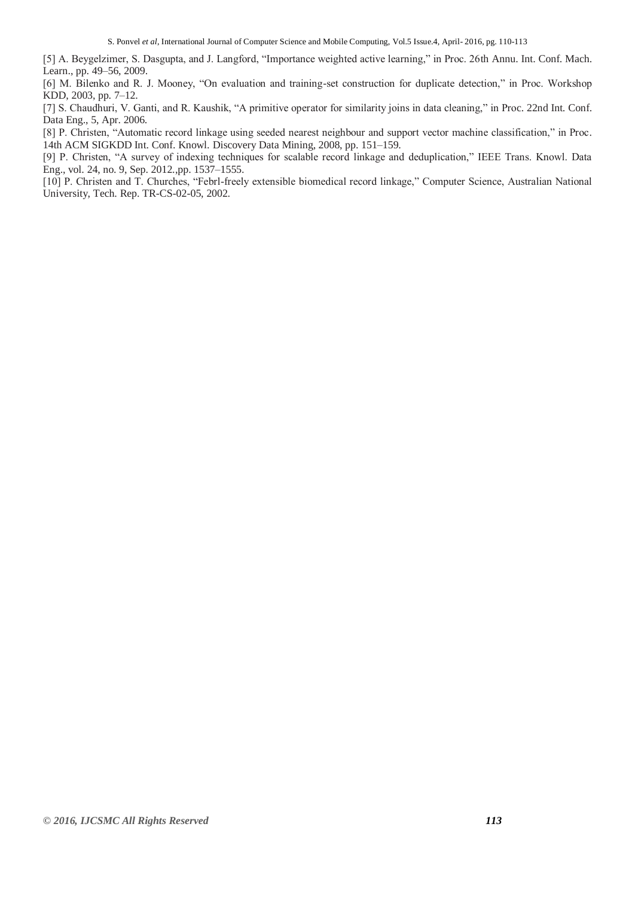[5] A. Beygelzimer, S. Dasgupta, and J. Langford, “Importance weighted active learning,” in Proc. 26th Annu. Int. Conf. Mach. Learn., pp. 49–56, 2009.

[6] M. Bilenko and R. J. Mooney, “On evaluation and training-set construction for duplicate detection,” in Proc. Workshop KDD, 2003, pp. 7–12.

[7] S. Chaudhuri, V. Ganti, and R. Kaushik, “A primitive operator for similarity joins in data cleaning,” in Proc. 22nd Int. Conf. Data Eng., 5, Apr. 2006.

[8] P. Christen, “Automatic record linkage using seeded nearest neighbour and support vector machine classification,” in Proc. 14th ACM SIGKDD Int. Conf. Knowl. Discovery Data Mining, 2008, pp. 151–159.

[9] P. Christen, “A survey of indexing techniques for scalable record linkage and deduplication,” IEEE Trans. Knowl. Data Eng., vol. 24, no. 9, Sep. 2012.,pp. 1537–1555.

[10] P. Christen and T. Churches, “Febrl-freely extensible biomedical record linkage,” Computer Science, Australian National University, Tech. Rep. TR-CS-02-05, 2002.